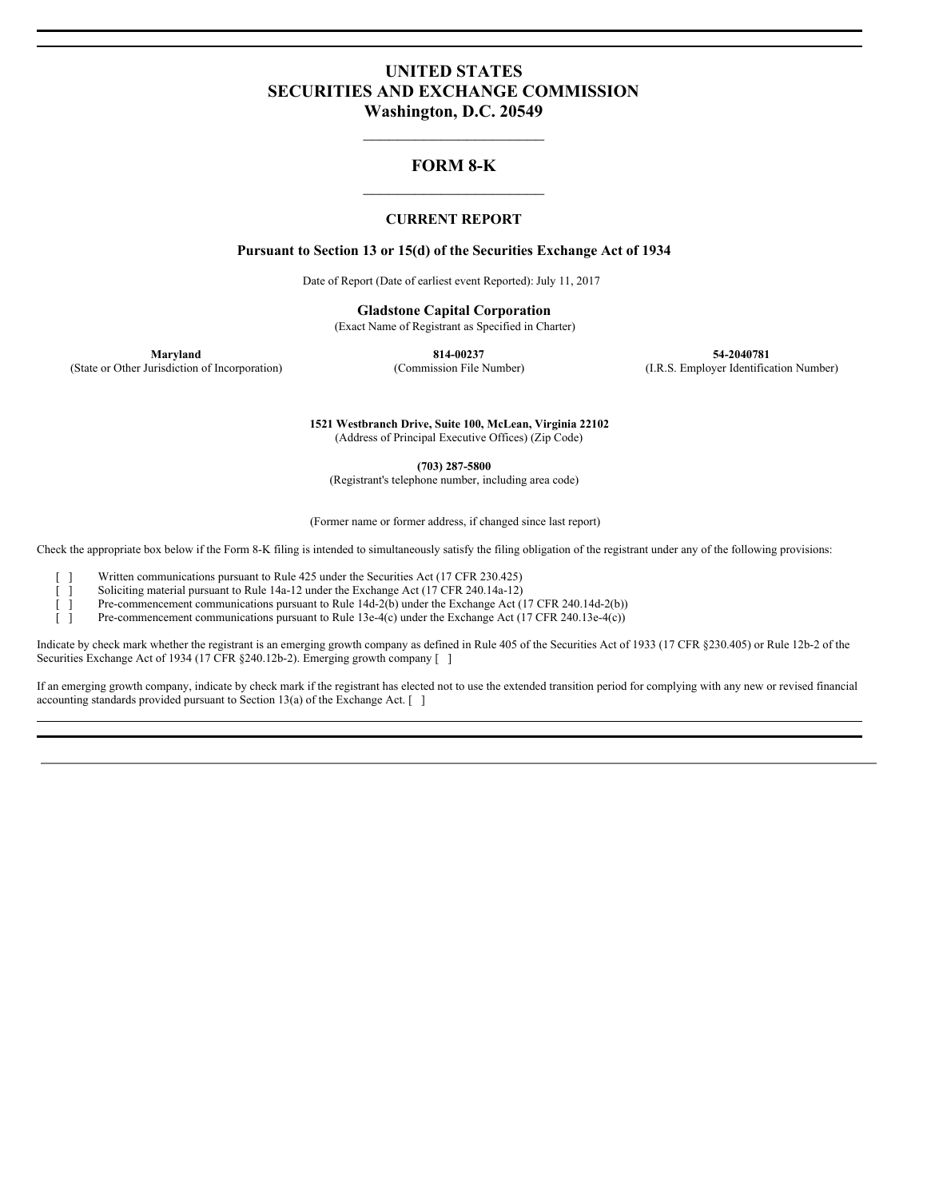# UNITED STATES
# SECURITIES AND EXCHANGE COMMISSION
# Washington, D.C. 20549

---

## FORM 8-K

---

### CURRENT REPORT

**Pursuant to Section 13 or 15(d) of the Securities Exchange Act of 1934**

Date of Report (Date of earliest event Reported): July 11, 2017

**Gladstone Capital Corporation**
(Exact Name of Registrant as Specified in Charter)

| **Maryland** | **814-00237** | **54-2040781** |
| --- | --- | --- |
| (State or Other Jurisdiction of Incorporation) | (Commission File Number) | (I.R.S. Employer Identification Number) |

**1521 Westbranch Drive, Suite 100, McLean, Virginia 22102**
(Address of Principal Executive Offices) (Zip Code)

**(703) 287-5800**
(Registrant's telephone number, including area code)

(Former name or former address, if changed since last report)

Check the appropriate box below if the Form 8-K filing is intended to simultaneously satisfy the filing obligation of the registrant under any of the following provisions:

[ ] Written communications pursuant to Rule 425 under the Securities Act (17 CFR 230.425)
[ ] Soliciting material pursuant to Rule 14a-12 under the Exchange Act (17 CFR 240.14a-12)
[ ] Pre-commencement communications pursuant to Rule 14d-2(b) under the Exchange Act (17 CFR 240.14d-2(b))
[ ] Pre-commencement communications pursuant to Rule 13e-4(c) under the Exchange Act (17 CFR 240.13e-4(c))

Indicate by check mark whether the registrant is an emerging growth company as defined in Rule 405 of the Securities Act of 1933 (17 CFR §230.405) or Rule 12b-2 of the Securities Exchange Act of 1934 (17 CFR §240.12b-2). Emerging growth company [ ]

If an emerging growth company, indicate by check mark if the registrant has elected not to use the extended transition period for complying with any new or revised financial accounting standards provided pursuant to Section 13(a) of the Exchange Act. [ ]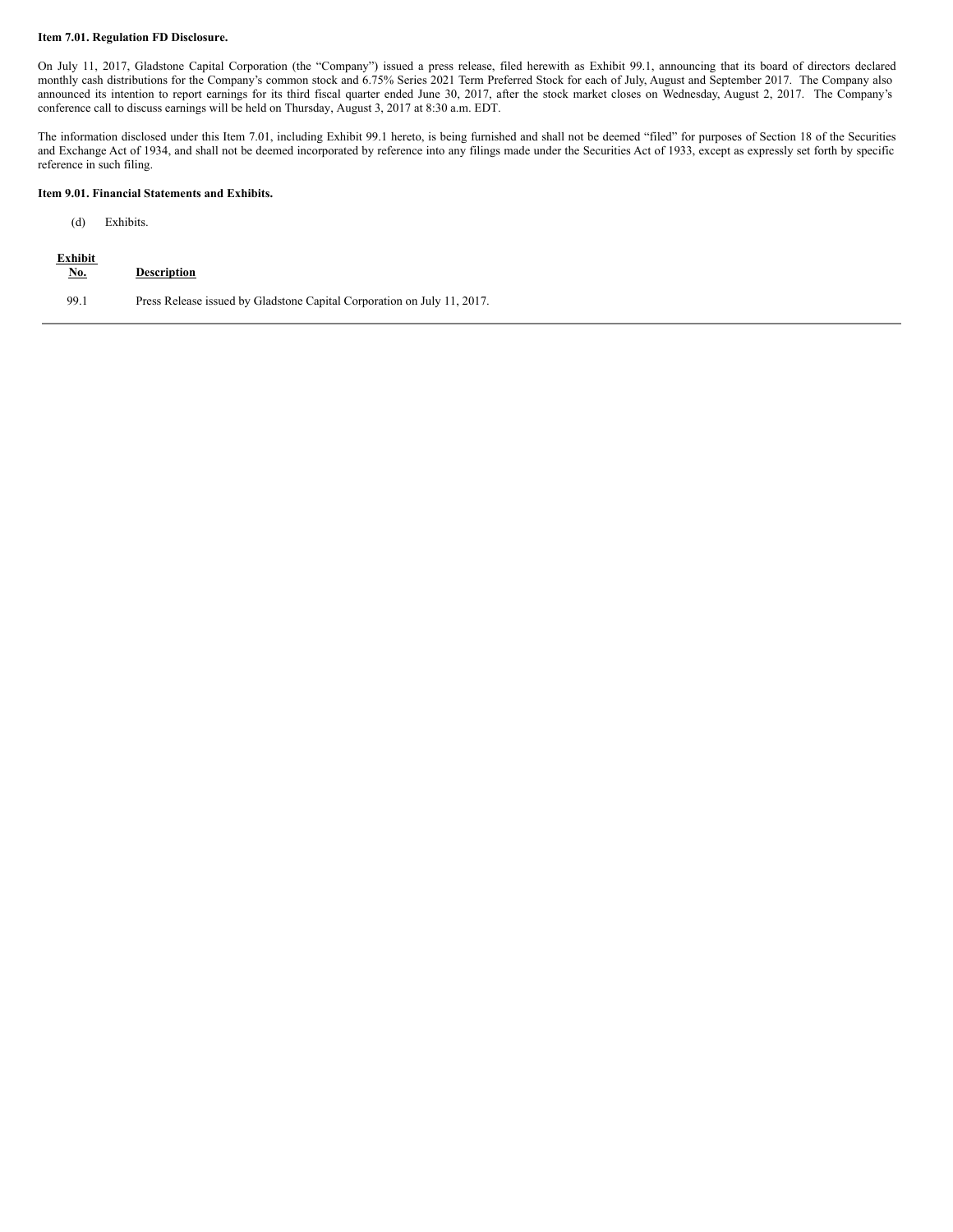**Item 7.01. Regulation FD Disclosure.**

On July 11, 2017, Gladstone Capital Corporation (the "Company") issued a press release, filed herewith as Exhibit 99.1, announcing that its board of directors declared monthly cash distributions for the Company's common stock and 6.75% Series 2021 Term Preferred Stock for each of July, August and September 2017. The Company also announced its intention to report earnings for its third fiscal quarter ended June 30, 2017, after the stock market closes on Wednesday, August 2, 2017. The Company's conference call to discuss earnings will be held on Thursday, August 3, 2017 at 8:30 a.m. EDT.

The information disclosed under this Item 7.01, including Exhibit 99.1 hereto, is being furnished and shall not be deemed "filed" for purposes of Section 18 of the Securities and Exchange Act of 1934, and shall not be deemed incorporated by reference into any filings made under the Securities Act of 1933, except as expressly set forth by specific reference in such filing.

**Item 9.01. Financial Statements and Exhibits.**

(d) Exhibits.

| Exhibit No. | Description |
|---|---|
| 99.1 | Press Release issued by Gladstone Capital Corporation on July 11, 2017. |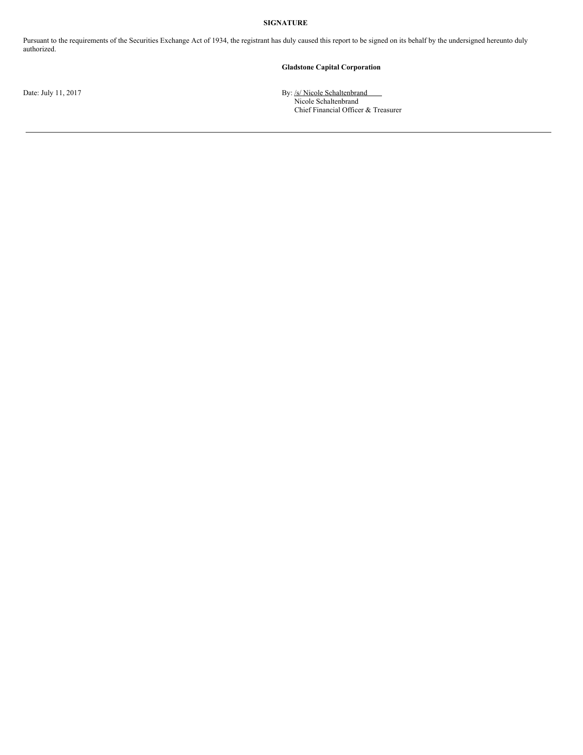**SIGNATURE**

Pursuant to the requirements of the Securities Exchange Act of 1934, the registrant has duly caused this report to be signed on its behalf by the undersigned hereunto duly authorized.

**Gladstone Capital Corporation**

Date: July 11, 2017

By: /s/ Nicole Schaltenbrand
Nicole Schaltenbrand
Chief Financial Officer & Treasurer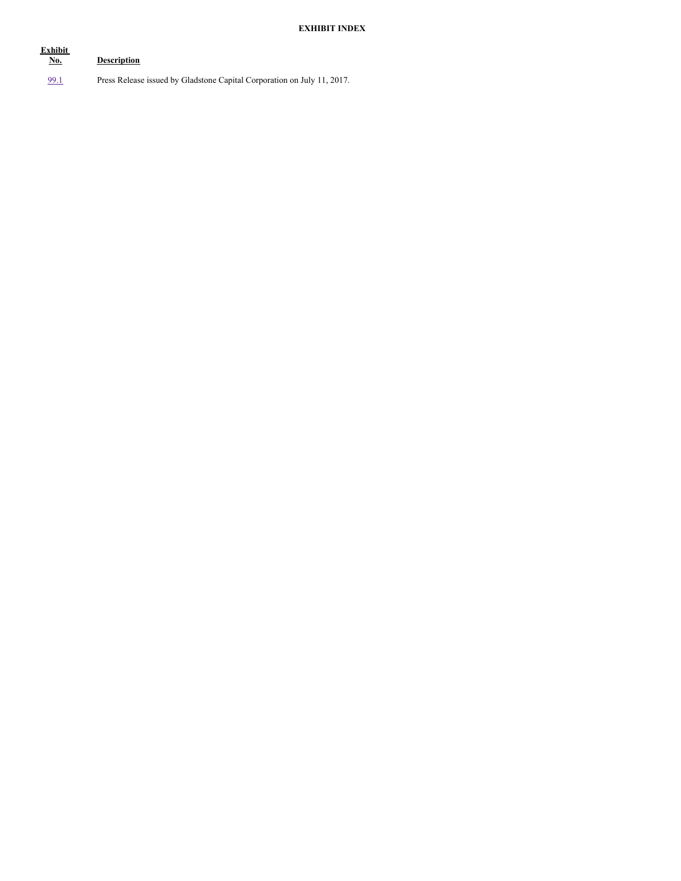**EXHIBIT INDEX**

| Exhibit No. | Description |
| --- | --- |
| 99.1 | Press Release issued by Gladstone Capital Corporation on July 11, 2017. |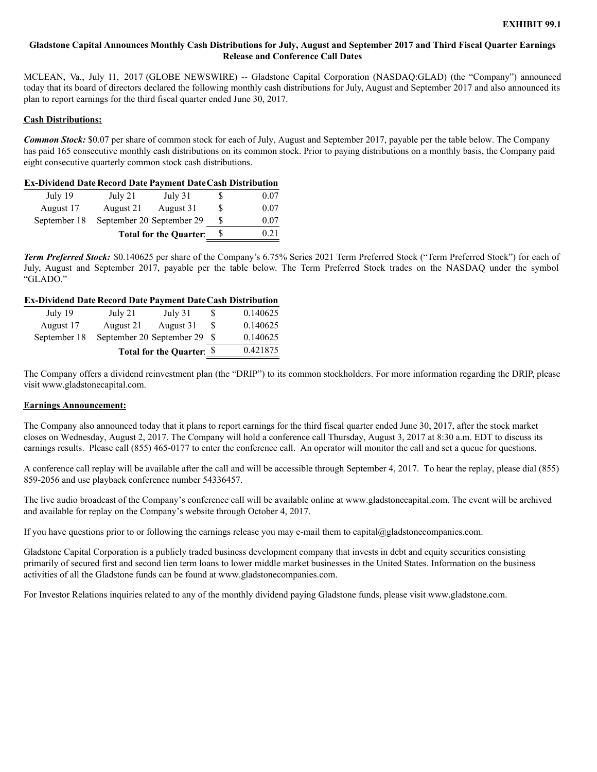**EXHIBIT 99.1**

# Gladstone Capital Announces Monthly Cash Distributions for July, August and September 2017 and Third Fiscal Quarter Earnings Release and Conference Call Dates

MCLEAN, Va., July 11, 2017 (GLOBE NEWSWIRE) -- Gladstone Capital Corporation (NASDAQ:GLAD) (the "Company") announced today that its board of directors declared the following monthly cash distributions for July, August and September 2017 and also announced its plan to report earnings for the third fiscal quarter ended June 30, 2017.

## Cash Distributions:

***Common Stock:*** $0.07 per share of common stock for each of July, August and September 2017, payable per the table below. The Company has paid 165 consecutive monthly cash distributions on its common stock. Prior to paying distributions on a monthly basis, the Company paid eight consecutive quarterly common stock cash distributions.

| Ex-Dividend Date | Record Date | Payment Date | Cash Distribution |
|---|---|---|---|
| July 19 | July 21 | July 31 | $ 0.07 |
| August 17 | August 21 | August 31 | $ 0.07 |
| September 18 | September 20 | September 29 | $ 0.07 |
| | | Total for the Quarter: | $ 0.21 |

***Term Preferred Stock:*** $0.140625 per share of the Company's 6.75% Series 2021 Term Preferred Stock ("Term Preferred Stock") for each of July, August and September 2017, payable per the table below. The Term Preferred Stock trades on the NASDAQ under the symbol "GLADO."

| Ex-Dividend Date | Record Date | Payment Date | Cash Distribution |
|---|---|---|---|
| July 19 | July 21 | July 31 | $ 0.140625 |
| August 17 | August 21 | August 31 | $ 0.140625 |
| September 18 | September 20 | September 29 | $ 0.140625 |
| | | Total for the Quarter: | $ 0.421875 |

The Company offers a dividend reinvestment plan (the "DRIP") to its common stockholders. For more information regarding the DRIP, please visit www.gladstonecapital.com.

## Earnings Announcement:

The Company also announced today that it plans to report earnings for the third fiscal quarter ended June 30, 2017, after the stock market closes on Wednesday, August 2, 2017. The Company will hold a conference call Thursday, August 3, 2017 at 8:30 a.m. EDT to discuss its earnings results. Please call (855) 465-0177 to enter the conference call. An operator will monitor the call and set a queue for questions.

A conference call replay will be available after the call and will be accessible through September 4, 2017. To hear the replay, please dial (855) 859-2056 and use playback conference number 54336457.

The live audio broadcast of the Company's conference call will be available online at www.gladstonecapital.com. The event will be archived and available for replay on the Company's website through October 4, 2017.

If you have questions prior to or following the earnings release you may e-mail them to capital@gladstonecompanies.com.

Gladstone Capital Corporation is a publicly traded business development company that invests in debt and equity securities consisting primarily of secured first and second lien term loans to lower middle market businesses in the United States. Information on the business activities of all the Gladstone funds can be found at www.gladstonecompanies.com.

For Investor Relations inquiries related to any of the monthly dividend paying Gladstone funds, please visit www.gladstone.com.